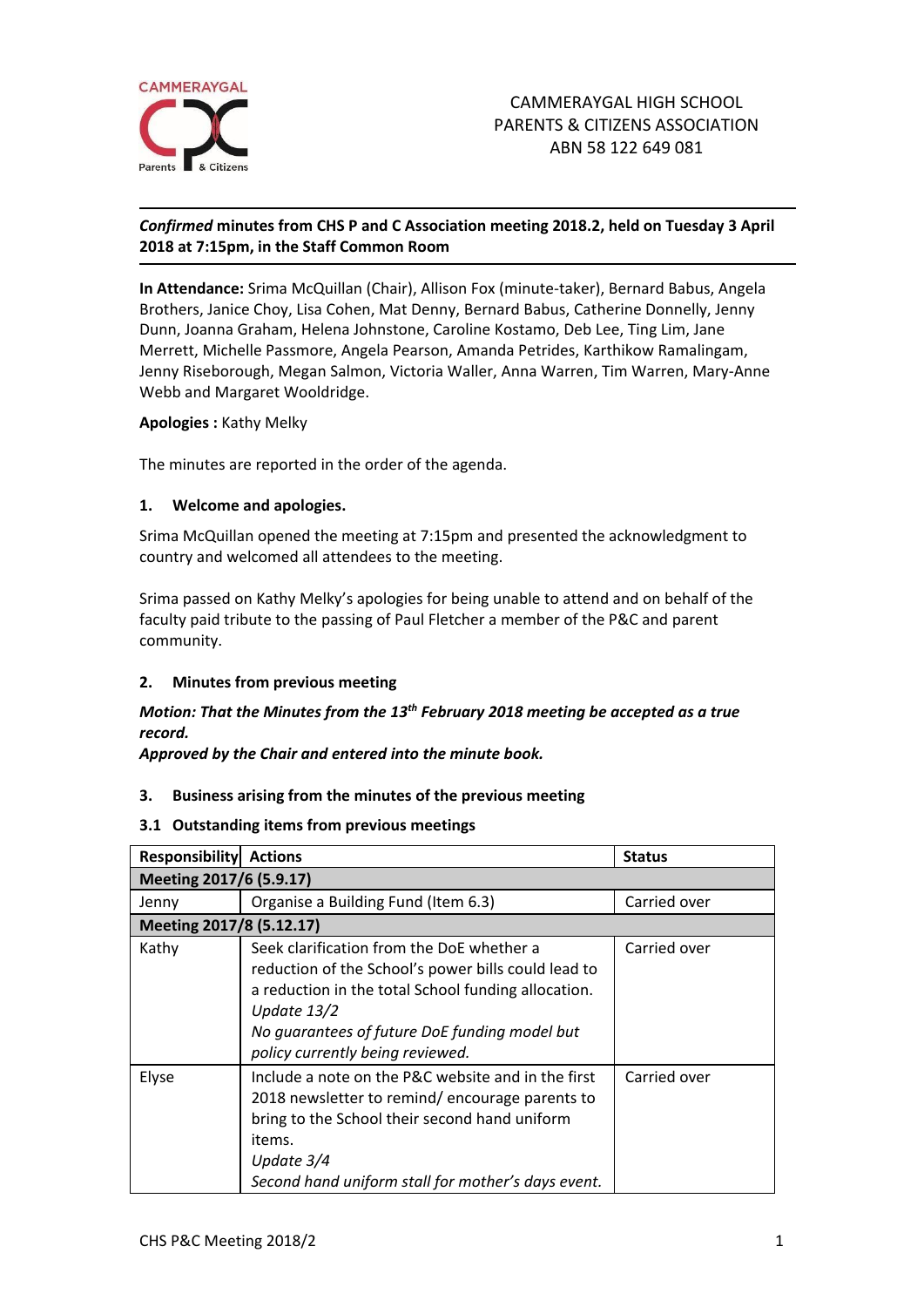CAMMERAYGAL HIGH SCHOOL
PARENTS & CITIZENS ASSOCIATION
ABN 58 122 649 081

**_Confirmed_ minutes from CHS P and C Association meeting 2018.2, held on Tuesday 3 April 2018 at 7:15pm, in the Staff Common Room**

**In Attendance:** Srima McQuillan (Chair), Allison Fox (minute-taker), Bernard Babus, Angela Brothers, Janice Choy, Lisa Cohen, Mat Denny, Bernard Babus, Catherine Donnelly, Jenny Dunn, Joanna Graham, Helena Johnstone, Caroline Kostamo, Deb Lee, Ting Lim, Jane Merrett, Michelle Passmore, Angela Pearson, Amanda Petrides, Karthikow Ramalingam, Jenny Riseborough, Megan Salmon, Victoria Waller, Anna Warren, Tim Warren, Mary-Anne Webb and Margaret Wooldridge.

**Apologies :** Kathy Melky

The minutes are reported in the order of the agenda.

## 1. Welcome and apologies.

Srima McQuillan opened the meeting at 7:15pm and presented the acknowledgment to country and welcomed all attendees to the meeting.

Srima passed on Kathy Melky's apologies for being unable to attend and on behalf of the faculty paid tribute to the passing of Paul Fletcher a member of the P&C and parent community.

## 2. Minutes from previous meeting

***Motion: That the Minutes from the 13th February 2018 meeting be accepted as a true record.***
***Approved by the Chair and entered into the minute book.***

## 3. Business arising from the minutes of the previous meeting

### 3.1 Outstanding items from previous meetings

| Responsibility | Actions | Status |
|---|---|---|
| **Meeting 2017/6 (5.9.17)** | | |
| Jenny | Organise a Building Fund (Item 6.3) | Carried over |
| **Meeting 2017/8 (5.12.17)** | | |
| Kathy | Seek clarification from the DoE whether a reduction of the School's power bills could lead to a reduction in the total School funding allocation. *Update 13/2* *No guarantees of future DoE funding model but policy currently being reviewed.* | Carried over |
| Elyse | Include a note on the P&C website and in the first 2018 newsletter to remind/ encourage parents to bring to the School their second hand uniform items. *Update 3/4* *Second hand uniform stall for mother's days event.* | Carried over |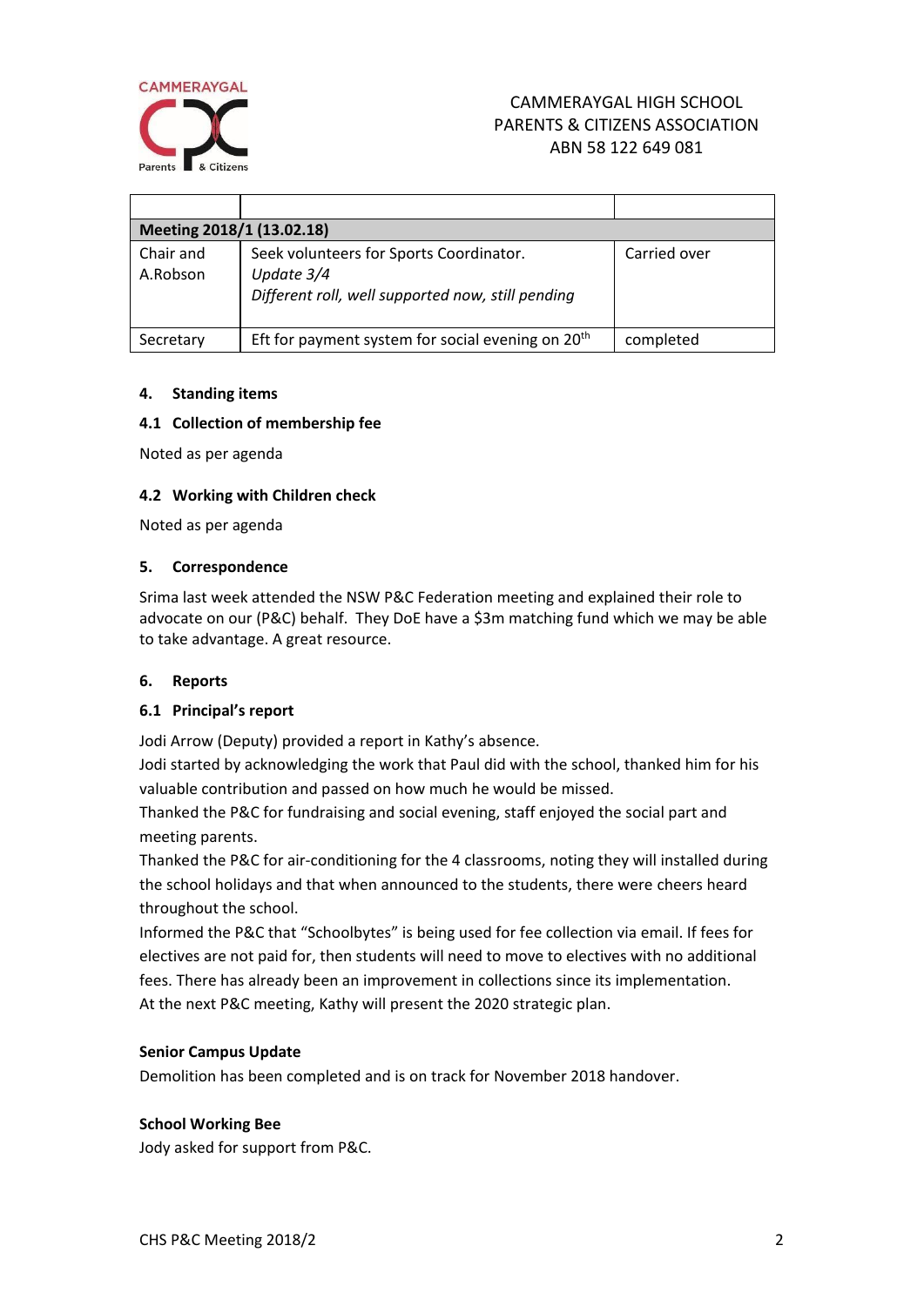CAMMERAYGAL HIGH SCHOOL
PARENTS & CITIZENS ASSOCIATION
ABN 58 122 649 081

| | | |
|---|---|---|
| **Meeting 2018/1 (13.02.18)** | | |
| Chair and A.Robson | Seek volunteers for Sports Coordinator. *Update 3/4* *Different roll, well supported now, still pending* | Carried over |
| Secretary | Eft for payment system for social evening on 20th | completed |

**4. Standing items**

**4.1 Collection of membership fee**

Noted as per agenda

**4.2 Working with Children check**

Noted as per agenda

**5. Correspondence**

Srima last week attended the NSW P&C Federation meeting and explained their role to advocate on our (P&C) behalf. They DoE have a $3m matching fund which we may be able to take advantage. A great resource.

**6. Reports**

**6.1 Principal's report**

Jodi Arrow (Deputy) provided a report in Kathy's absence.
Jodi started by acknowledging the work that Paul did with the school, thanked him for his valuable contribution and passed on how much he would be missed.
Thanked the P&C for fundraising and social evening, staff enjoyed the social part and meeting parents.
Thanked the P&C for air-conditioning for the 4 classrooms, noting they will installed during the school holidays and that when announced to the students, there were cheers heard throughout the school.
Informed the P&C that "Schoolbytes" is being used for fee collection via email. If fees for electives are not paid for, then students will need to move to electives with no additional fees. There has already been an improvement in collections since its implementation.
At the next P&C meeting, Kathy will present the 2020 strategic plan.

**Senior Campus Update**

Demolition has been completed and is on track for November 2018 handover.

**School Working Bee**

Jody asked for support from P&C.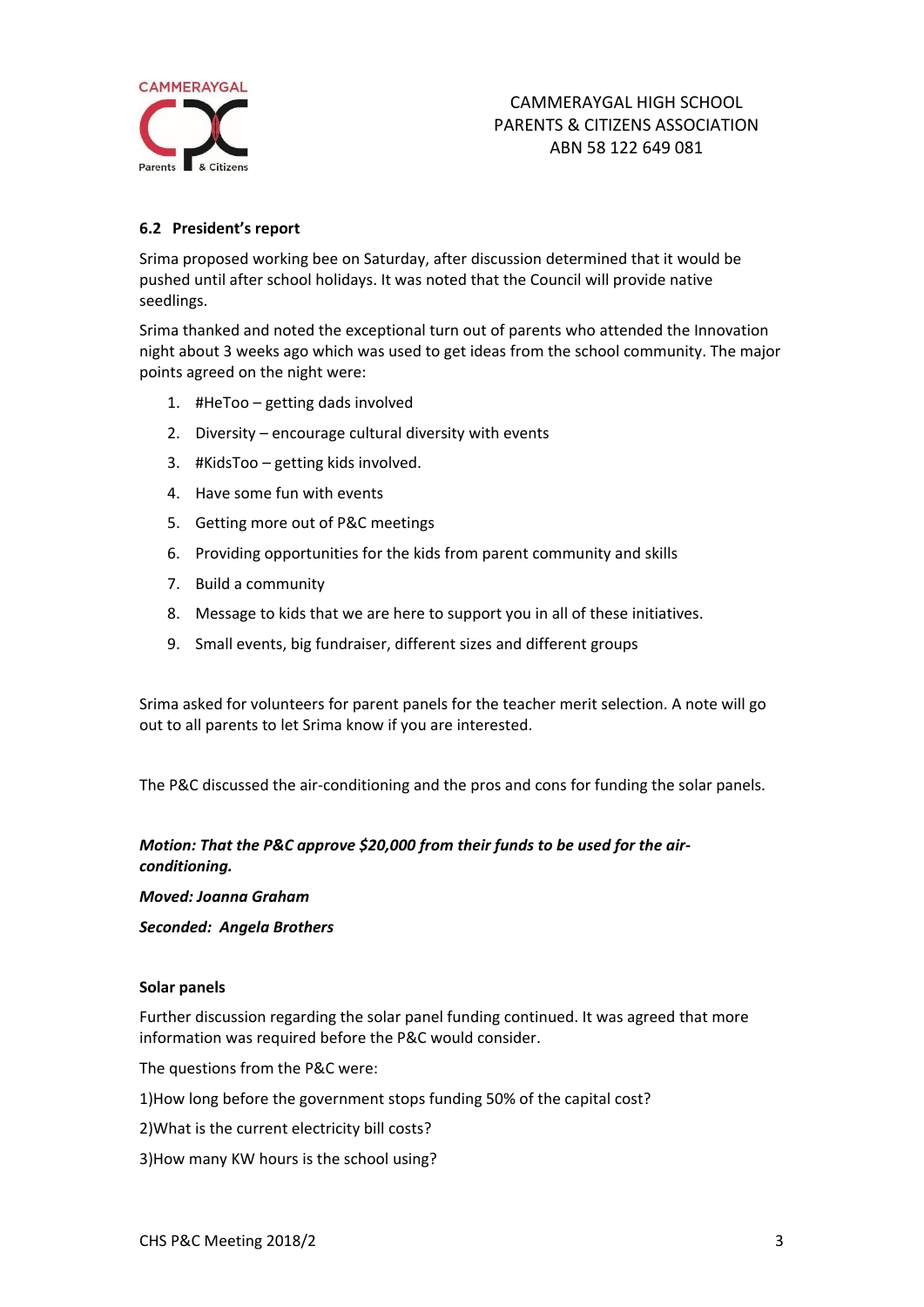### 6.2 President's report

Srima proposed working bee on Saturday, after discussion determined that it would be pushed until after school holidays. It was noted that the Council will provide native seedlings.

Srima thanked and noted the exceptional turn out of parents who attended the Innovation night about 3 weeks ago which was used to get ideas from the school community. The major points agreed on the night were:

1. #HeToo – getting dads involved
2. Diversity – encourage cultural diversity with events
3. #KidsToo – getting kids involved.
4. Have some fun with events
5. Getting more out of P&C meetings
6. Providing opportunities for the kids from parent community and skills
7. Build a community
8. Message to kids that we are here to support you in all of these initiatives.
9. Small events, big fundraiser, different sizes and different groups

Srima asked for volunteers for parent panels for the teacher merit selection. A note will go out to all parents to let Srima know if you are interested.

The P&C discussed the air-conditioning and the pros and cons for funding the solar panels.

***Motion: That the P&C approve $20,000 from their funds to be used for the air-conditioning.***

***Moved: Joanna Graham***

***Seconded: Angela Brothers***

**Solar panels**

Further discussion regarding the solar panel funding continued. It was agreed that more information was required before the P&C would consider.

The questions from the P&C were:

1)How long before the government stops funding 50% of the capital cost?

2)What is the current electricity bill costs?

3)How many KW hours is the school using?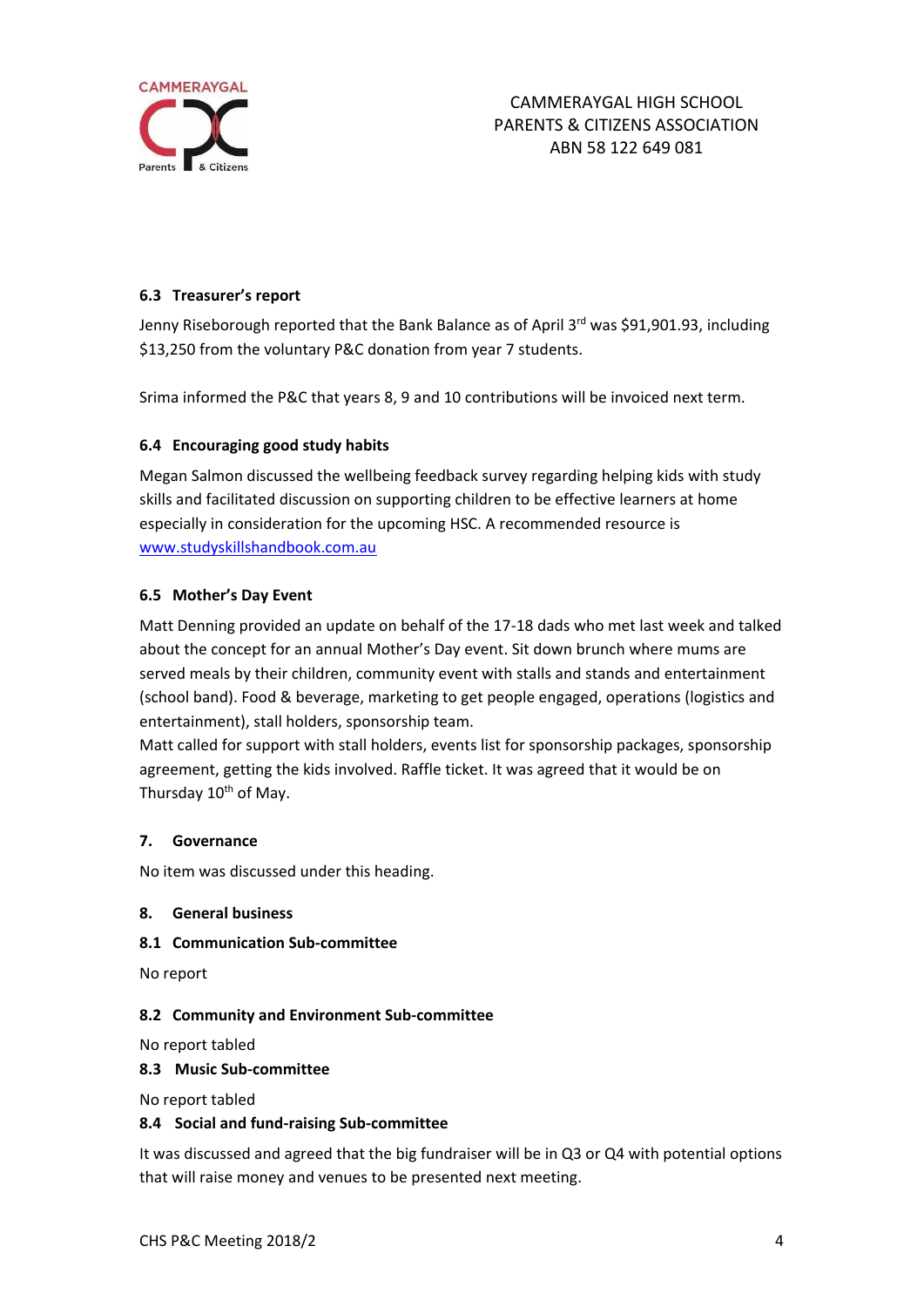### 6.3 Treasurer's report

Jenny Riseborough reported that the Bank Balance as of April 3rd was $91,901.93, including $13,250 from the voluntary P&C donation from year 7 students.

Srima informed the P&C that years 8, 9 and 10 contributions will be invoiced next term.

### 6.4 Encouraging good study habits

Megan Salmon discussed the wellbeing feedback survey regarding helping kids with study skills and facilitated discussion on supporting children to be effective learners at home especially in consideration for the upcoming HSC. A recommended resource is www.studyskillshandbook.com.au

### 6.5 Mother's Day Event

Matt Denning provided an update on behalf of the 17-18 dads who met last week and talked about the concept for an annual Mother's Day event. Sit down brunch where mums are served meals by their children, community event with stalls and stands and entertainment (school band). Food & beverage, marketing to get people engaged, operations (logistics and entertainment), stall holders, sponsorship team.

Matt called for support with stall holders, events list for sponsorship packages, sponsorship agreement, getting the kids involved. Raffle ticket. It was agreed that it would be on Thursday 10th of May.

## 7. Governance

No item was discussed under this heading.

## 8. General business

### 8.1 Communication Sub-committee

No report

### 8.2 Community and Environment Sub-committee

No report tabled

### 8.3 Music Sub-committee

No report tabled

### 8.4 Social and fund-raising Sub-committee

It was discussed and agreed that the big fundraiser will be in Q3 or Q4 with potential options that will raise money and venues to be presented next meeting.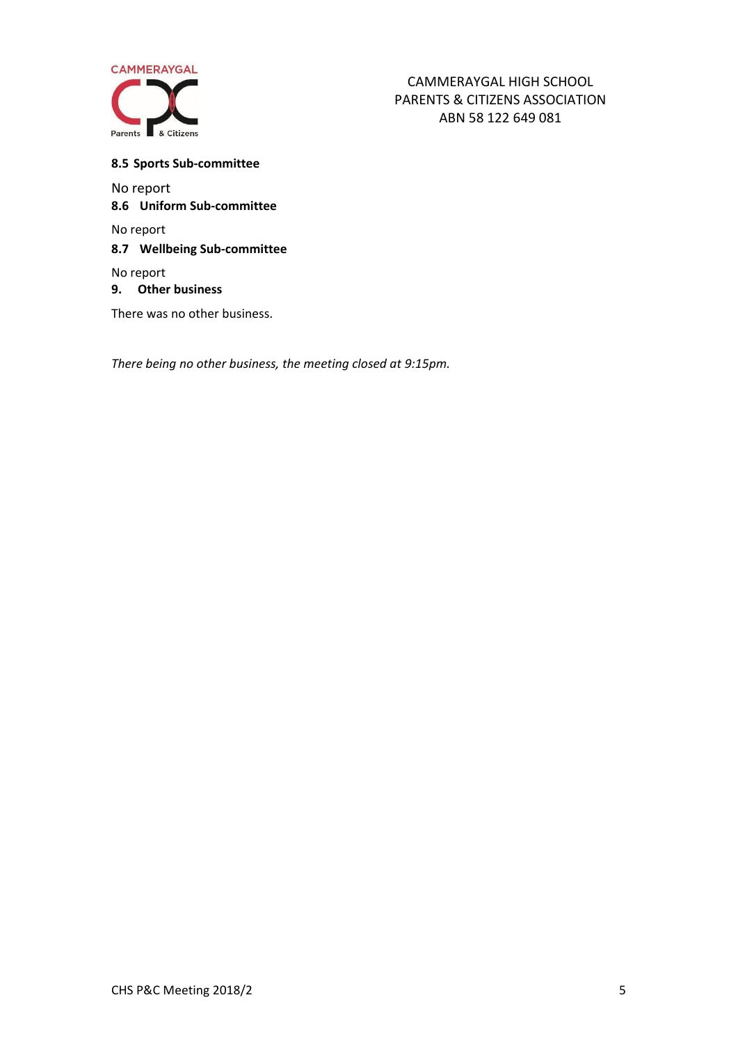### 8.5 Sports Sub-committee

No report

### 8.6 Uniform Sub-committee

No report

### 8.7 Wellbeing Sub-committee

No report

## 9. Other business

There was no other business.

*There being no other business, the meeting closed at 9:15pm.*